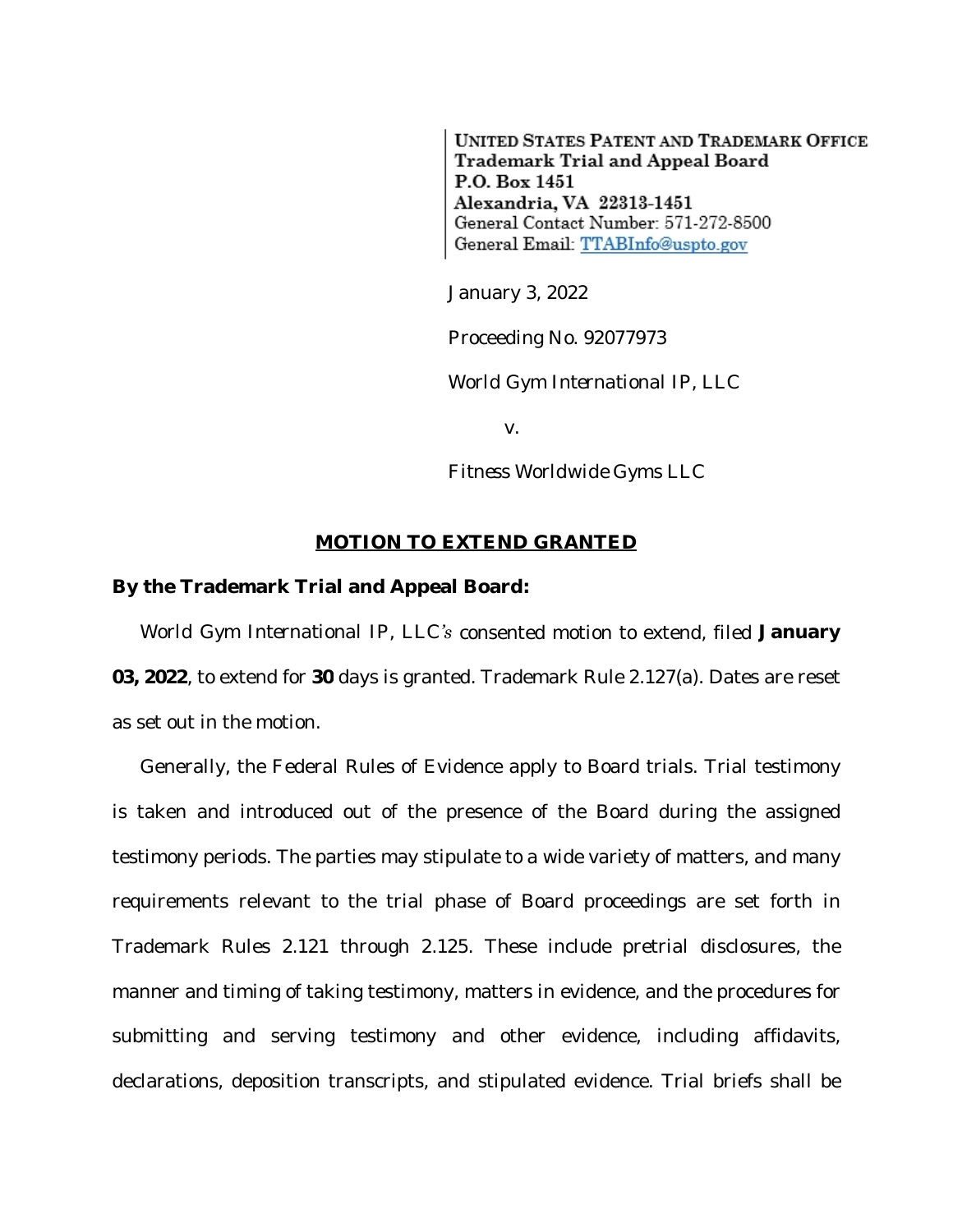**UNITED STATES PATENT AND TRADEMARK OFFICE**
**Trademark Trial and Appeal Board**
**P.O. Box 1451**
**Alexandria, VA 22313-1451**
General Contact Number: 571-272-8500
General Email: TTABInfo@uspto.gov

January 3, 2022

Proceeding No. 92077973

World Gym International IP, LLC

v.

Fitness Worldwide Gyms LLC

## MOTION TO EXTEND GRANTED

**By the Trademark Trial and Appeal Board:**

World Gym International IP, LLC's consented motion to extend, filed **January 03, 2022**, to extend for **30** days is granted. Trademark Rule 2.127(a). Dates are reset as set out in the motion.

Generally, the Federal Rules of Evidence apply to Board trials. Trial testimony is taken and introduced out of the presence of the Board during the assigned testimony periods. The parties may stipulate to a wide variety of matters, and many requirements relevant to the trial phase of Board proceedings are set forth in Trademark Rules 2.121 through 2.125. These include pretrial disclosures, the manner and timing of taking testimony, matters in evidence, and the procedures for submitting and serving testimony and other evidence, including affidavits, declarations, deposition transcripts, and stipulated evidence. Trial briefs shall be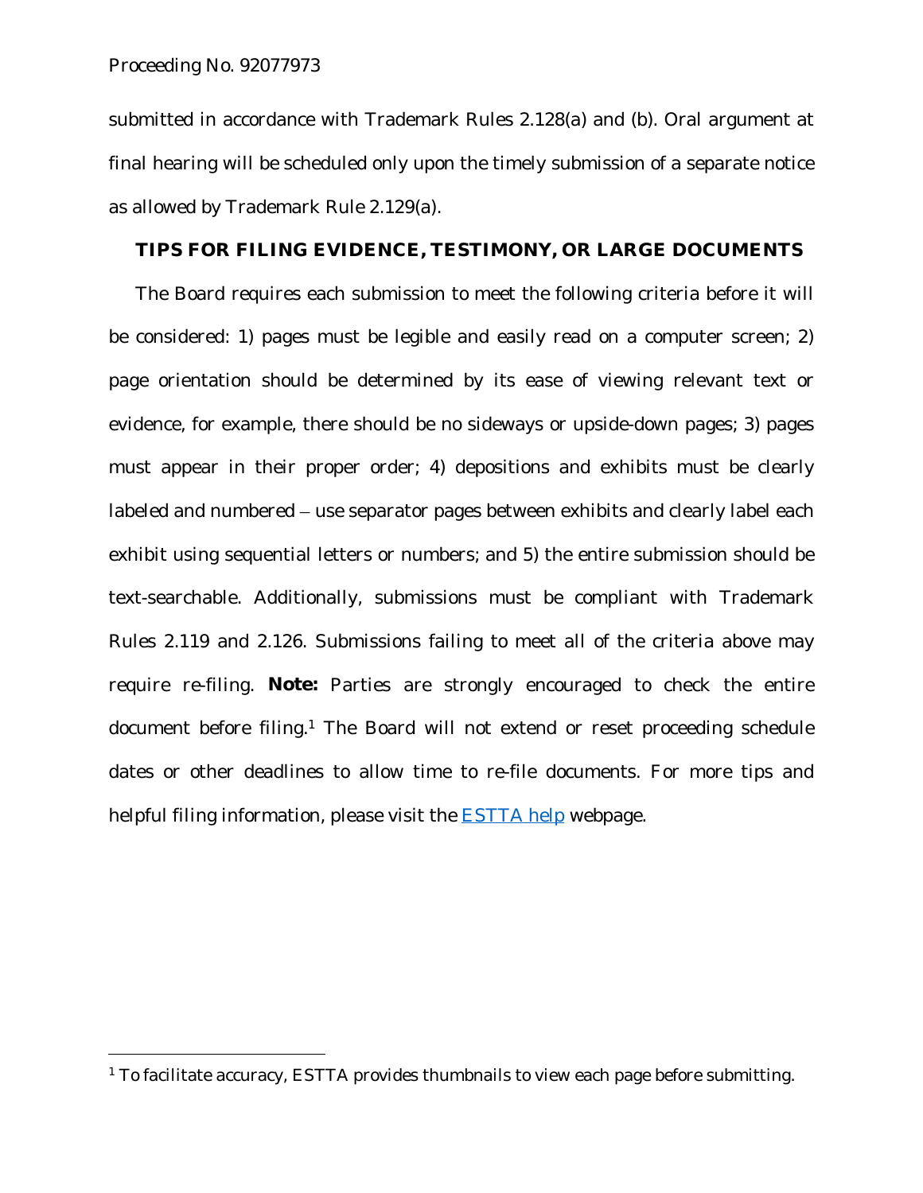submitted in accordance with Trademark Rules 2.128(a) and (b). Oral argument at final hearing will be scheduled only upon the timely submission of a separate notice as allowed by Trademark Rule 2.129(a).

## TIPS FOR FILING EVIDENCE, TESTIMONY, OR LARGE DOCUMENTS

The Board requires each submission to meet the following criteria before it will be considered: 1) pages must be legible and easily read on a computer screen; 2) page orientation should be determined by its ease of viewing relevant text or evidence, for example, there should be no sideways or upside-down pages; 3) pages must appear in their proper order; 4) depositions and exhibits must be clearly labeled and numbered – use separator pages between exhibits and clearly label each exhibit using sequential letters or numbers; and 5) the entire submission should be text-searchable. Additionally, submissions must be compliant with Trademark Rules 2.119 and 2.126. Submissions failing to meet all of the criteria above may require re-filing. **Note:** Parties are strongly encouraged to check the entire document before filing.[1] The Board will not extend or reset proceeding schedule dates or other deadlines to allow time to re-file documents. For more tips and helpful filing information, please visit the ESTTA help webpage.

[1] To facilitate accuracy, ESTTA provides thumbnails to view each page before submitting.